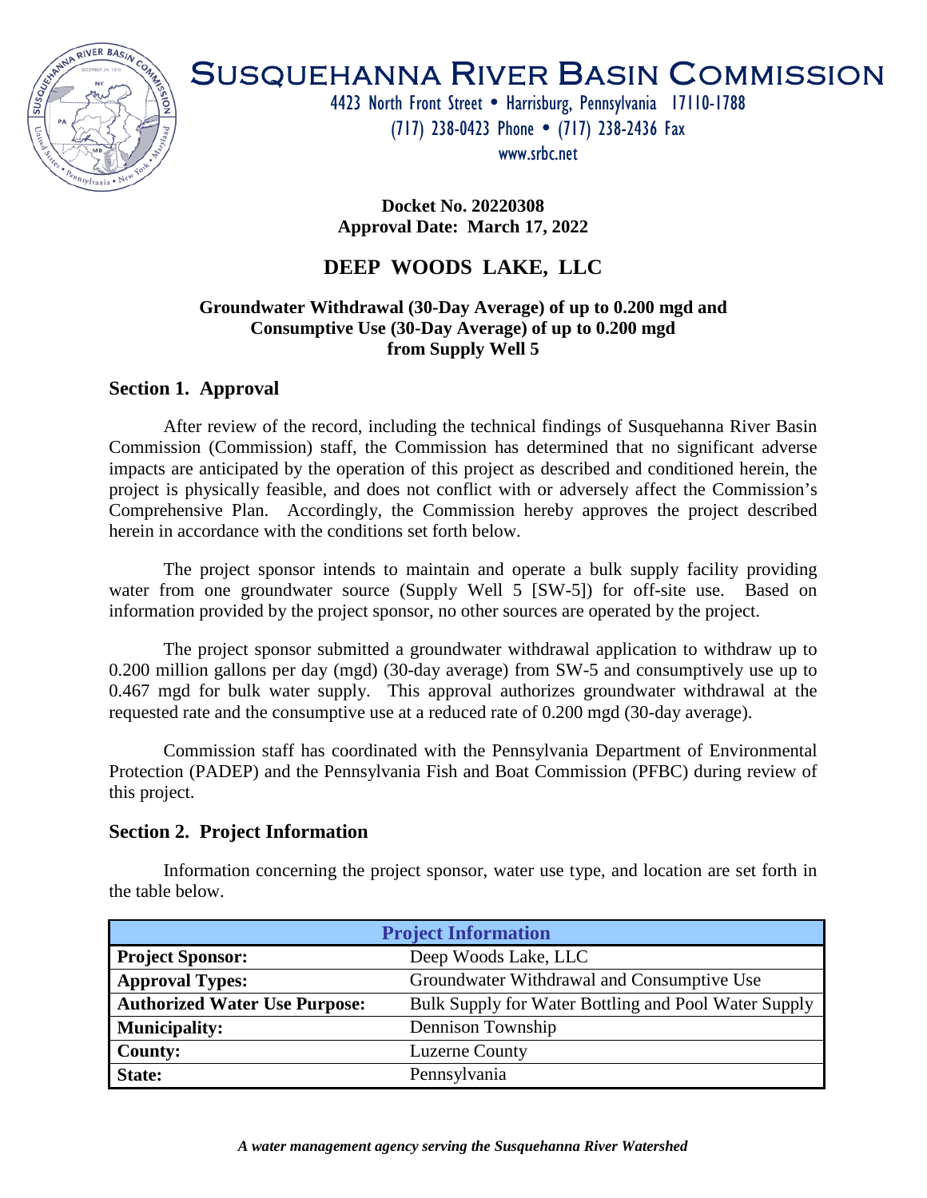# SUSQUEHANNA RIVER BASIN COMMISSION

4423 North Front Street • Harrisburg, Pennsylvania 17110-1788
(717) 238-0423 Phone • (717) 238-2436 Fax
www.srbc.net

**Docket No. 20220308**
**Approval Date: March 17, 2022**

## DEEP WOODS LAKE, LLC

**Groundwater Withdrawal (30-Day Average) of up to 0.200 mgd and**
**Consumptive Use (30-Day Average) of up to 0.200 mgd**
**from Supply Well 5**

### Section 1. Approval

After review of the record, including the technical findings of Susquehanna River Basin Commission (Commission) staff, the Commission has determined that no significant adverse impacts are anticipated by the operation of this project as described and conditioned herein, the project is physically feasible, and does not conflict with or adversely affect the Commission's Comprehensive Plan. Accordingly, the Commission hereby approves the project described herein in accordance with the conditions set forth below.

The project sponsor intends to maintain and operate a bulk supply facility providing water from one groundwater source (Supply Well 5 [SW-5]) for off-site use. Based on information provided by the project sponsor, no other sources are operated by the project.

The project sponsor submitted a groundwater withdrawal application to withdraw up to 0.200 million gallons per day (mgd) (30-day average) from SW-5 and consumptively use up to 0.467 mgd for bulk water supply. This approval authorizes groundwater withdrawal at the requested rate and the consumptive use at a reduced rate of 0.200 mgd (30-day average).

Commission staff has coordinated with the Pennsylvania Department of Environmental Protection (PADEP) and the Pennsylvania Fish and Boat Commission (PFBC) during review of this project.

### Section 2. Project Information

Information concerning the project sponsor, water use type, and location are set forth in the table below.

| Project Information | |
|---|---|
| **Project Sponsor:** | Deep Woods Lake, LLC |
| **Approval Types:** | Groundwater Withdrawal and Consumptive Use |
| **Authorized Water Use Purpose:** | Bulk Supply for Water Bottling and Pool Water Supply |
| **Municipality:** | Dennison Township |
| **County:** | Luzerne County |
| **State:** | Pennsylvania |

*A water management agency serving the Susquehanna River Watershed*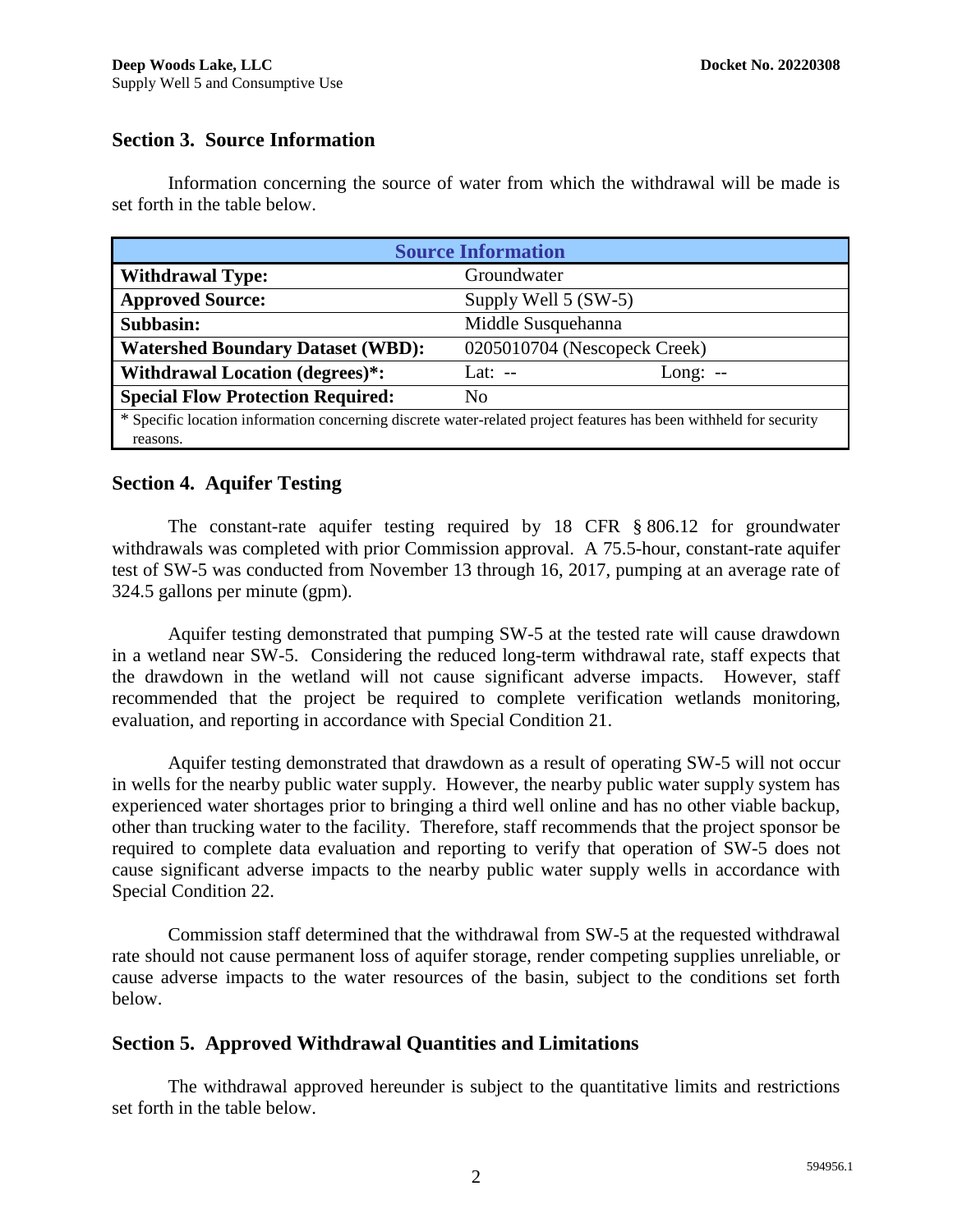## Section 3. Source Information

Information concerning the source of water from which the withdrawal will be made is set forth in the table below.

| Source Information | | |
|---|---|---|
| **Withdrawal Type:** | Groundwater | |
| **Approved Source:** | Supply Well 5 (SW-5) | |
| **Subbasin:** | Middle Susquehanna | |
| **Watershed Boundary Dataset (WBD):** | 0205010704 (Nescopeck Creek) | |
| **Withdrawal Location (degrees)*:** | Lat: -- | Long: -- |
| **Special Flow Protection Required:** | No | |
| * Specific location information concerning discrete water-related project features has been withheld for security reasons. | | |

## Section 4. Aquifer Testing

The constant-rate aquifer testing required by 18 CFR § 806.12 for groundwater withdrawals was completed with prior Commission approval. A 75.5-hour, constant-rate aquifer test of SW-5 was conducted from November 13 through 16, 2017, pumping at an average rate of 324.5 gallons per minute (gpm).

Aquifer testing demonstrated that pumping SW-5 at the tested rate will cause drawdown in a wetland near SW-5. Considering the reduced long-term withdrawal rate, staff expects that the drawdown in the wetland will not cause significant adverse impacts. However, staff recommended that the project be required to complete verification wetlands monitoring, evaluation, and reporting in accordance with Special Condition 21.

Aquifer testing demonstrated that drawdown as a result of operating SW-5 will not occur in wells for the nearby public water supply. However, the nearby public water supply system has experienced water shortages prior to bringing a third well online and has no other viable backup, other than trucking water to the facility. Therefore, staff recommends that the project sponsor be required to complete data evaluation and reporting to verify that operation of SW-5 does not cause significant adverse impacts to the nearby public water supply wells in accordance with Special Condition 22.

Commission staff determined that the withdrawal from SW-5 at the requested withdrawal rate should not cause permanent loss of aquifer storage, render competing supplies unreliable, or cause adverse impacts to the water resources of the basin, subject to the conditions set forth below.

## Section 5. Approved Withdrawal Quantities and Limitations

The withdrawal approved hereunder is subject to the quantitative limits and restrictions set forth in the table below.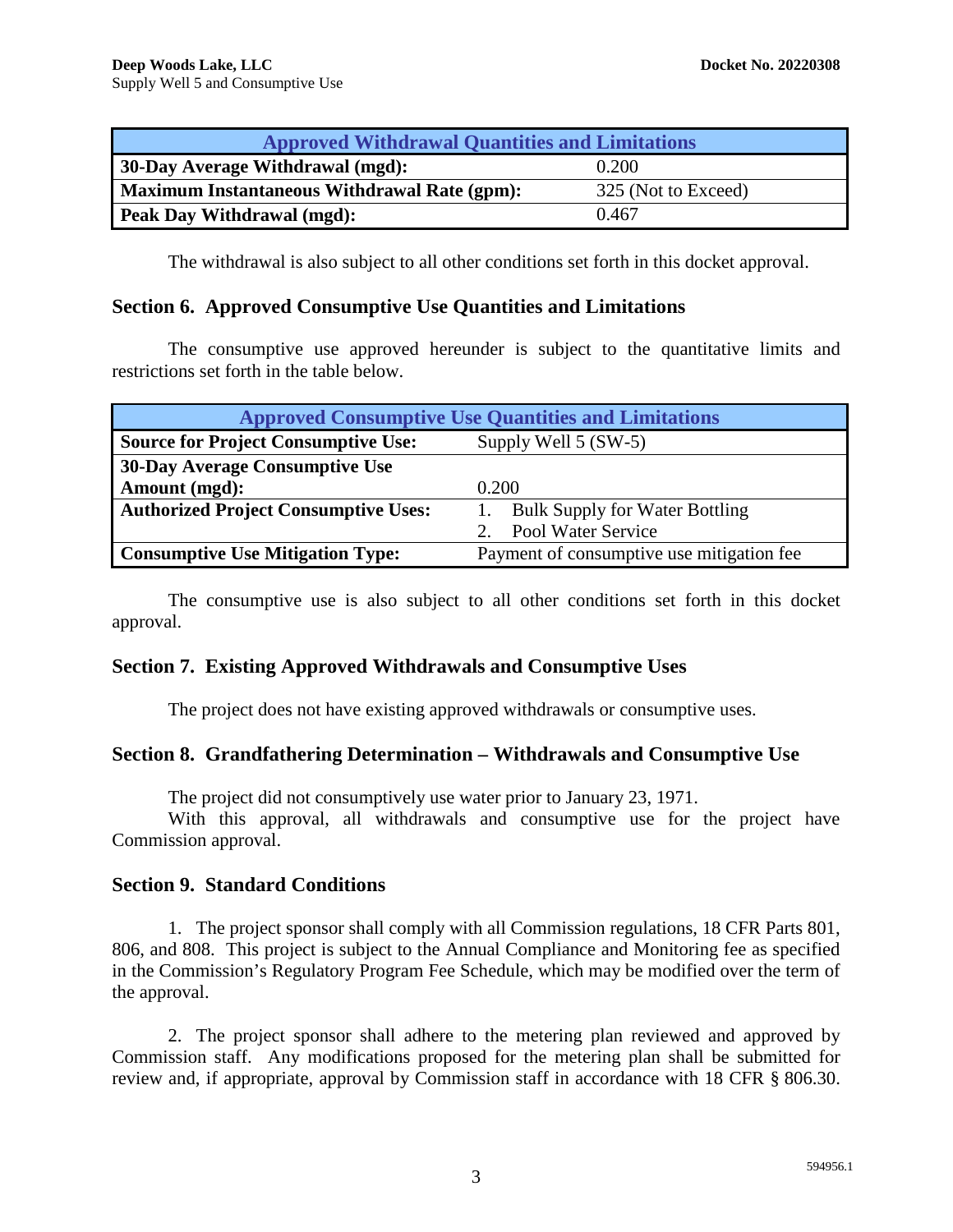| Approved Withdrawal Quantities and Limitations | |
|---|---|
| **30-Day Average Withdrawal (mgd):** | 0.200 |
| **Maximum Instantaneous Withdrawal Rate (gpm):** | 325 (Not to Exceed) |
| **Peak Day Withdrawal (mgd):** | 0.467 |

The withdrawal is also subject to all other conditions set forth in this docket approval.

## Section 6. Approved Consumptive Use Quantities and Limitations

The consumptive use approved hereunder is subject to the quantitative limits and restrictions set forth in the table below.

| Approved Consumptive Use Quantities and Limitations | |
|---|---|
| **Source for Project Consumptive Use:** | Supply Well 5 (SW-5) |
| **30-Day Average Consumptive Use Amount (mgd):** | 0.200 |
| **Authorized Project Consumptive Uses:** | 1. Bulk Supply for Water Bottling<br>2. Pool Water Service |
| **Consumptive Use Mitigation Type:** | Payment of consumptive use mitigation fee |

The consumptive use is also subject to all other conditions set forth in this docket approval.

## Section 7. Existing Approved Withdrawals and Consumptive Uses

The project does not have existing approved withdrawals or consumptive uses.

## Section 8. Grandfathering Determination – Withdrawals and Consumptive Use

The project did not consumptively use water prior to January 23, 1971.

With this approval, all withdrawals and consumptive use for the project have Commission approval.

## Section 9. Standard Conditions

1. The project sponsor shall comply with all Commission regulations, 18 CFR Parts 801, 806, and 808. This project is subject to the Annual Compliance and Monitoring fee as specified in the Commission's Regulatory Program Fee Schedule, which may be modified over the term of the approval.

2. The project sponsor shall adhere to the metering plan reviewed and approved by Commission staff. Any modifications proposed for the metering plan shall be submitted for review and, if appropriate, approval by Commission staff in accordance with 18 CFR § 806.30.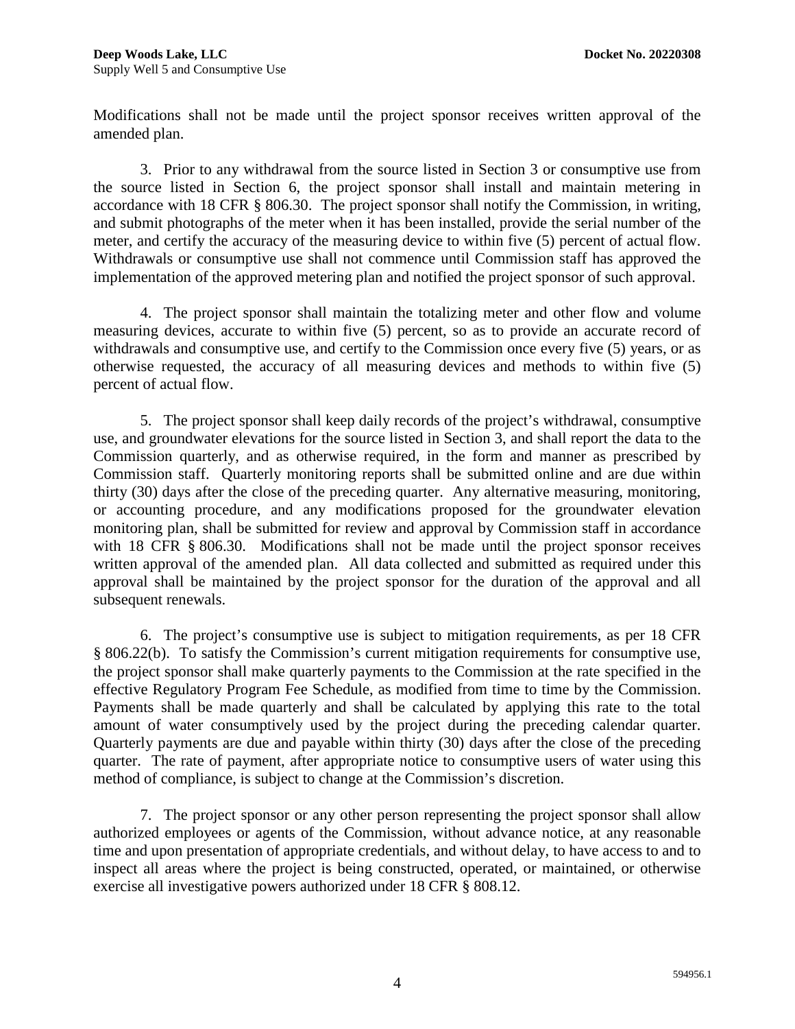Modifications shall not be made until the project sponsor receives written approval of the amended plan.

3. Prior to any withdrawal from the source listed in Section 3 or consumptive use from the source listed in Section 6, the project sponsor shall install and maintain metering in accordance with 18 CFR § 806.30. The project sponsor shall notify the Commission, in writing, and submit photographs of the meter when it has been installed, provide the serial number of the meter, and certify the accuracy of the measuring device to within five (5) percent of actual flow. Withdrawals or consumptive use shall not commence until Commission staff has approved the implementation of the approved metering plan and notified the project sponsor of such approval.

4. The project sponsor shall maintain the totalizing meter and other flow and volume measuring devices, accurate to within five (5) percent, so as to provide an accurate record of withdrawals and consumptive use, and certify to the Commission once every five (5) years, or as otherwise requested, the accuracy of all measuring devices and methods to within five (5) percent of actual flow.

5. The project sponsor shall keep daily records of the project's withdrawal, consumptive use, and groundwater elevations for the source listed in Section 3, and shall report the data to the Commission quarterly, and as otherwise required, in the form and manner as prescribed by Commission staff. Quarterly monitoring reports shall be submitted online and are due within thirty (30) days after the close of the preceding quarter. Any alternative measuring, monitoring, or accounting procedure, and any modifications proposed for the groundwater elevation monitoring plan, shall be submitted for review and approval by Commission staff in accordance with 18 CFR § 806.30. Modifications shall not be made until the project sponsor receives written approval of the amended plan. All data collected and submitted as required under this approval shall be maintained by the project sponsor for the duration of the approval and all subsequent renewals.

6. The project's consumptive use is subject to mitigation requirements, as per 18 CFR § 806.22(b). To satisfy the Commission's current mitigation requirements for consumptive use, the project sponsor shall make quarterly payments to the Commission at the rate specified in the effective Regulatory Program Fee Schedule, as modified from time to time by the Commission. Payments shall be made quarterly and shall be calculated by applying this rate to the total amount of water consumptively used by the project during the preceding calendar quarter. Quarterly payments are due and payable within thirty (30) days after the close of the preceding quarter. The rate of payment, after appropriate notice to consumptive users of water using this method of compliance, is subject to change at the Commission's discretion.

7. The project sponsor or any other person representing the project sponsor shall allow authorized employees or agents of the Commission, without advance notice, at any reasonable time and upon presentation of appropriate credentials, and without delay, to have access to and to inspect all areas where the project is being constructed, operated, or maintained, or otherwise exercise all investigative powers authorized under 18 CFR § 808.12.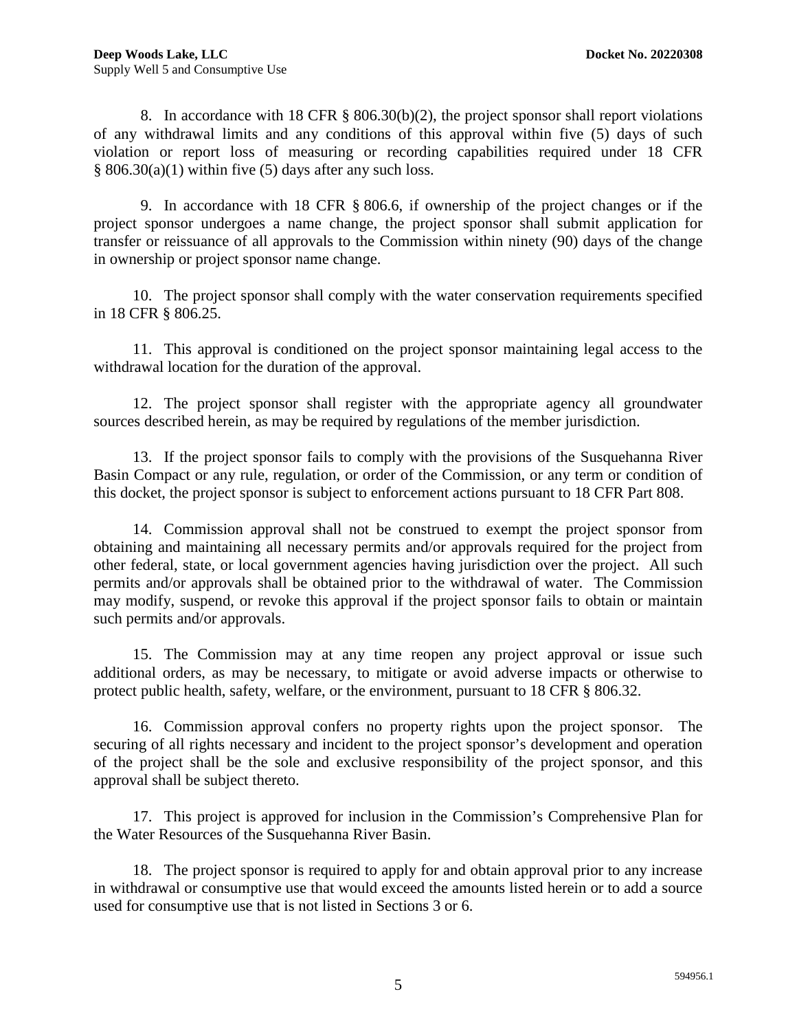8. In accordance with 18 CFR § 806.30(b)(2), the project sponsor shall report violations of any withdrawal limits and any conditions of this approval within five (5) days of such violation or report loss of measuring or recording capabilities required under 18 CFR § 806.30(a)(1) within five (5) days after any such loss.

9. In accordance with 18 CFR § 806.6, if ownership of the project changes or if the project sponsor undergoes a name change, the project sponsor shall submit application for transfer or reissuance of all approvals to the Commission within ninety (90) days of the change in ownership or project sponsor name change.

10. The project sponsor shall comply with the water conservation requirements specified in 18 CFR § 806.25.

11. This approval is conditioned on the project sponsor maintaining legal access to the withdrawal location for the duration of the approval.

12. The project sponsor shall register with the appropriate agency all groundwater sources described herein, as may be required by regulations of the member jurisdiction.

13. If the project sponsor fails to comply with the provisions of the Susquehanna River Basin Compact or any rule, regulation, or order of the Commission, or any term or condition of this docket, the project sponsor is subject to enforcement actions pursuant to 18 CFR Part 808.

14. Commission approval shall not be construed to exempt the project sponsor from obtaining and maintaining all necessary permits and/or approvals required for the project from other federal, state, or local government agencies having jurisdiction over the project. All such permits and/or approvals shall be obtained prior to the withdrawal of water. The Commission may modify, suspend, or revoke this approval if the project sponsor fails to obtain or maintain such permits and/or approvals.

15. The Commission may at any time reopen any project approval or issue such additional orders, as may be necessary, to mitigate or avoid adverse impacts or otherwise to protect public health, safety, welfare, or the environment, pursuant to 18 CFR § 806.32.

16. Commission approval confers no property rights upon the project sponsor. The securing of all rights necessary and incident to the project sponsor's development and operation of the project shall be the sole and exclusive responsibility of the project sponsor, and this approval shall be subject thereto.

17. This project is approved for inclusion in the Commission's Comprehensive Plan for the Water Resources of the Susquehanna River Basin.

18. The project sponsor is required to apply for and obtain approval prior to any increase in withdrawal or consumptive use that would exceed the amounts listed herein or to add a source used for consumptive use that is not listed in Sections 3 or 6.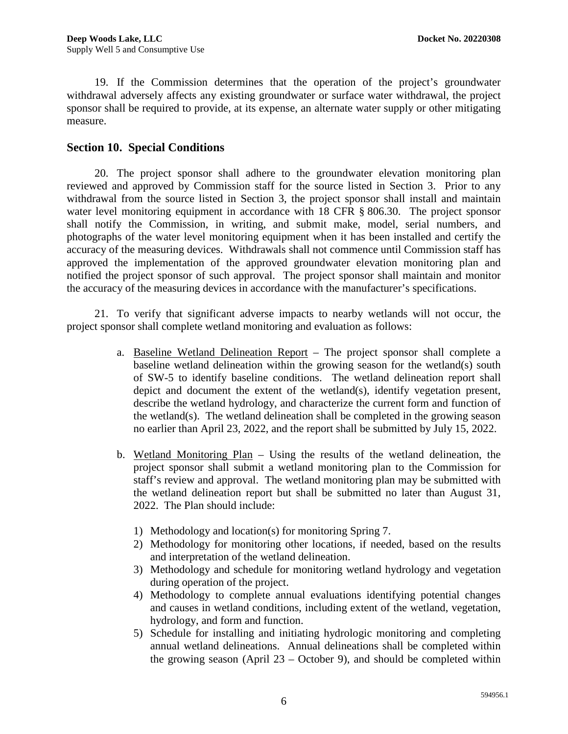19. If the Commission determines that the operation of the project's groundwater withdrawal adversely affects any existing groundwater or surface water withdrawal, the project sponsor shall be required to provide, at its expense, an alternate water supply or other mitigating measure.

## Section 10. Special Conditions

20. The project sponsor shall adhere to the groundwater elevation monitoring plan reviewed and approved by Commission staff for the source listed in Section 3. Prior to any withdrawal from the source listed in Section 3, the project sponsor shall install and maintain water level monitoring equipment in accordance with 18 CFR § 806.30. The project sponsor shall notify the Commission, in writing, and submit make, model, serial numbers, and photographs of the water level monitoring equipment when it has been installed and certify the accuracy of the measuring devices. Withdrawals shall not commence until Commission staff has approved the implementation of the approved groundwater elevation monitoring plan and notified the project sponsor of such approval. The project sponsor shall maintain and monitor the accuracy of the measuring devices in accordance with the manufacturer's specifications.

21. To verify that significant adverse impacts to nearby wetlands will not occur, the project sponsor shall complete wetland monitoring and evaluation as follows:

a. <u>Baseline Wetland Delineation Report</u> – The project sponsor shall complete a baseline wetland delineation within the growing season for the wetland(s) south of SW-5 to identify baseline conditions. The wetland delineation report shall depict and document the extent of the wetland(s), identify vegetation present, describe the wetland hydrology, and characterize the current form and function of the wetland(s). The wetland delineation shall be completed in the growing season no earlier than April 23, 2022, and the report shall be submitted by July 15, 2022.

b. <u>Wetland Monitoring Plan</u> – Using the results of the wetland delineation, the project sponsor shall submit a wetland monitoring plan to the Commission for staff's review and approval. The wetland monitoring plan may be submitted with the wetland delineation report but shall be submitted no later than August 31, 2022. The Plan should include:

   1) Methodology and location(s) for monitoring Spring 7.
   2) Methodology for monitoring other locations, if needed, based on the results and interpretation of the wetland delineation.
   3) Methodology and schedule for monitoring wetland hydrology and vegetation during operation of the project.
   4) Methodology to complete annual evaluations identifying potential changes and causes in wetland conditions, including extent of the wetland, vegetation, hydrology, and form and function.
   5) Schedule for installing and initiating hydrologic monitoring and completing annual wetland delineations. Annual delineations shall be completed within the growing season (April 23 – October 9), and should be completed within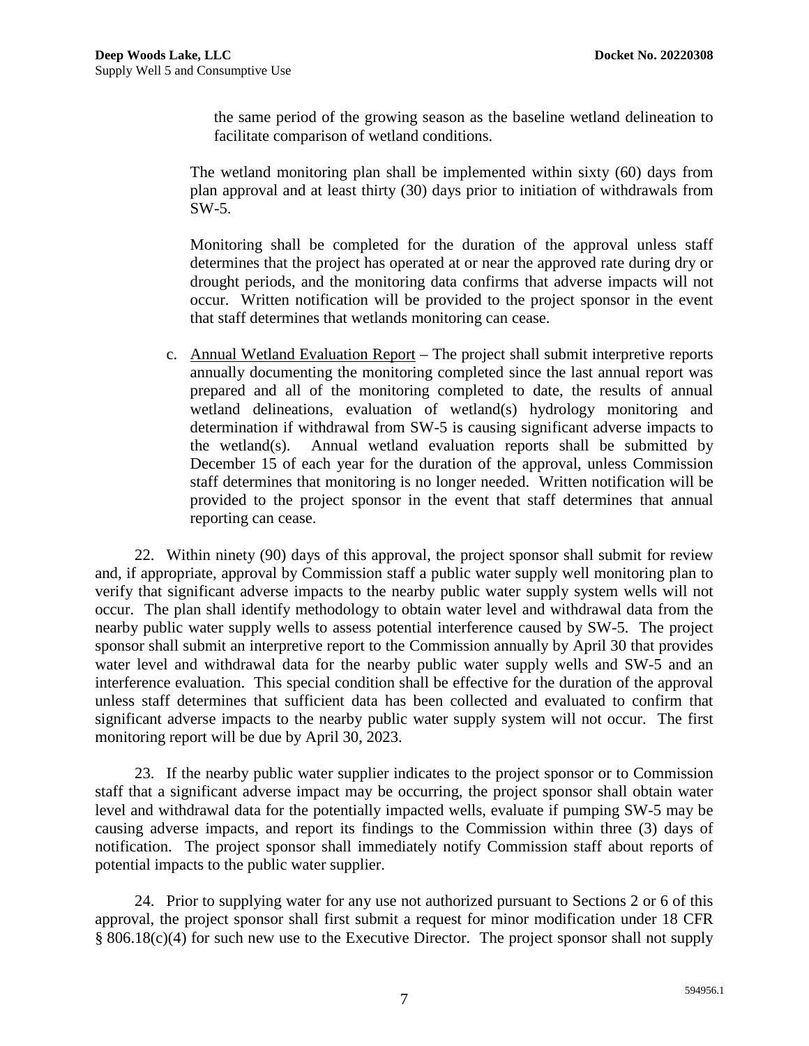the same period of the growing season as the baseline wetland delineation to facilitate comparison of wetland conditions.

The wetland monitoring plan shall be implemented within sixty (60) days from plan approval and at least thirty (30) days prior to initiation of withdrawals from SW-5.

Monitoring shall be completed for the duration of the approval unless staff determines that the project has operated at or near the approved rate during dry or drought periods, and the monitoring data confirms that adverse impacts will not occur. Written notification will be provided to the project sponsor in the event that staff determines that wetlands monitoring can cease.

c. Annual Wetland Evaluation Report – The project shall submit interpretive reports annually documenting the monitoring completed since the last annual report was prepared and all of the monitoring completed to date, the results of annual wetland delineations, evaluation of wetland(s) hydrology monitoring and determination if withdrawal from SW-5 is causing significant adverse impacts to the wetland(s). Annual wetland evaluation reports shall be submitted by December 15 of each year for the duration of the approval, unless Commission staff determines that monitoring is no longer needed. Written notification will be provided to the project sponsor in the event that staff determines that annual reporting can cease.

22. Within ninety (90) days of this approval, the project sponsor shall submit for review and, if appropriate, approval by Commission staff a public water supply well monitoring plan to verify that significant adverse impacts to the nearby public water supply system wells will not occur. The plan shall identify methodology to obtain water level and withdrawal data from the nearby public water supply wells to assess potential interference caused by SW-5. The project sponsor shall submit an interpretive report to the Commission annually by April 30 that provides water level and withdrawal data for the nearby public water supply wells and SW-5 and an interference evaluation. This special condition shall be effective for the duration of the approval unless staff determines that sufficient data has been collected and evaluated to confirm that significant adverse impacts to the nearby public water supply system will not occur. The first monitoring report will be due by April 30, 2023.

23. If the nearby public water supplier indicates to the project sponsor or to Commission staff that a significant adverse impact may be occurring, the project sponsor shall obtain water level and withdrawal data for the potentially impacted wells, evaluate if pumping SW-5 may be causing adverse impacts, and report its findings to the Commission within three (3) days of notification. The project sponsor shall immediately notify Commission staff about reports of potential impacts to the public water supplier.

24. Prior to supplying water for any use not authorized pursuant to Sections 2 or 6 of this approval, the project sponsor shall first submit a request for minor modification under 18 CFR § 806.18(c)(4) for such new use to the Executive Director. The project sponsor shall not supply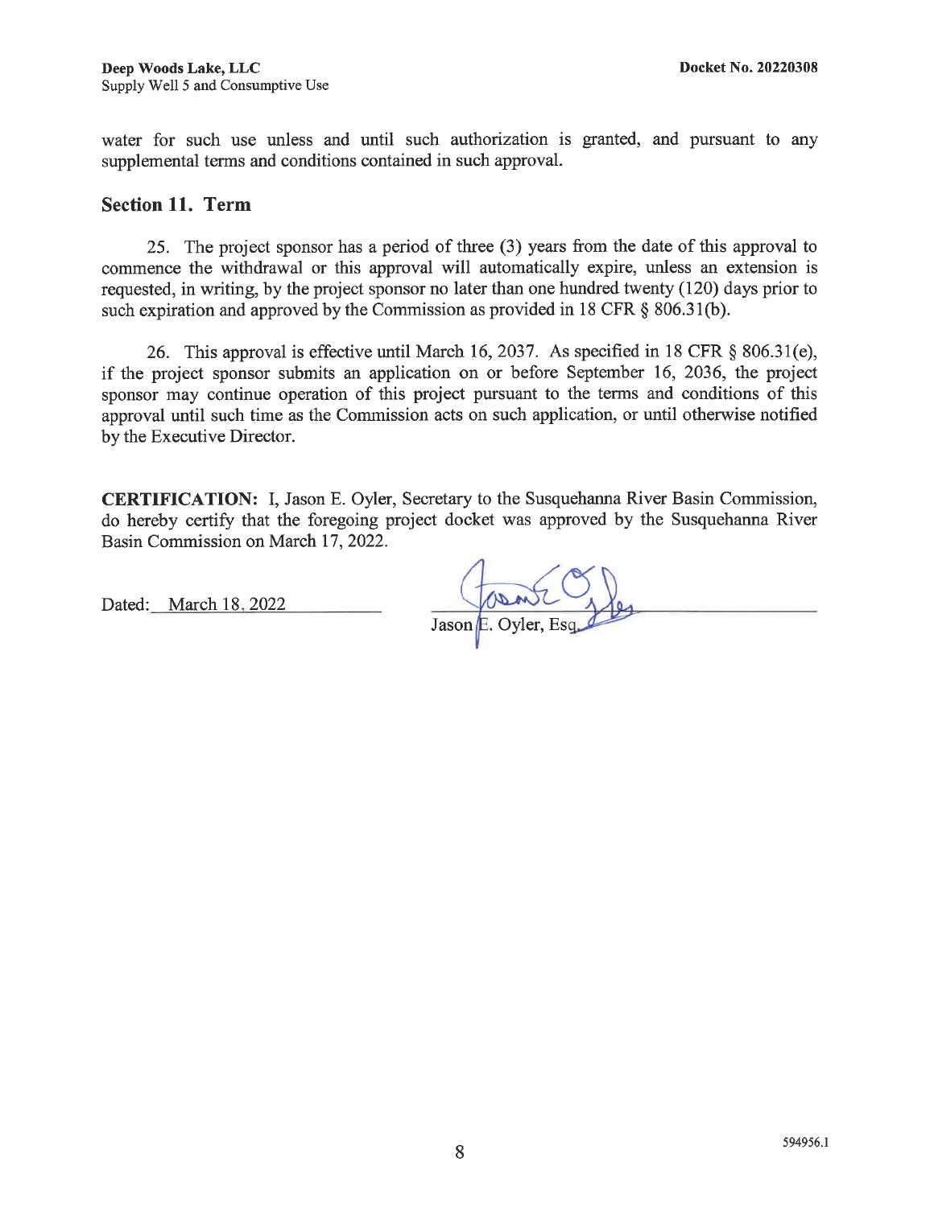water for such use unless and until such authorization is granted, and pursuant to any supplemental terms and conditions contained in such approval.

## Section 11. Term

25. The project sponsor has a period of three (3) years from the date of this approval to commence the withdrawal or this approval will automatically expire, unless an extension is requested, in writing, by the project sponsor no later than one hundred twenty (120) days prior to such expiration and approved by the Commission as provided in 18 CFR § 806.31(b).

26. This approval is effective until March 16, 2037. As specified in 18 CFR § 806.31(e), if the project sponsor submits an application on or before September 16, 2036, the project sponsor may continue operation of this project pursuant to the terms and conditions of this approval until such time as the Commission acts on such application, or until otherwise notified by the Executive Director.

**CERTIFICATION:** I, Jason E. Oyler, Secretary to the Susquehanna River Basin Commission, do hereby certify that the foregoing project docket was approved by the Susquehanna River Basin Commission on March 17, 2022.

Dated: March 18, 2022

Jason E. Oyler, Esq.

594956.1